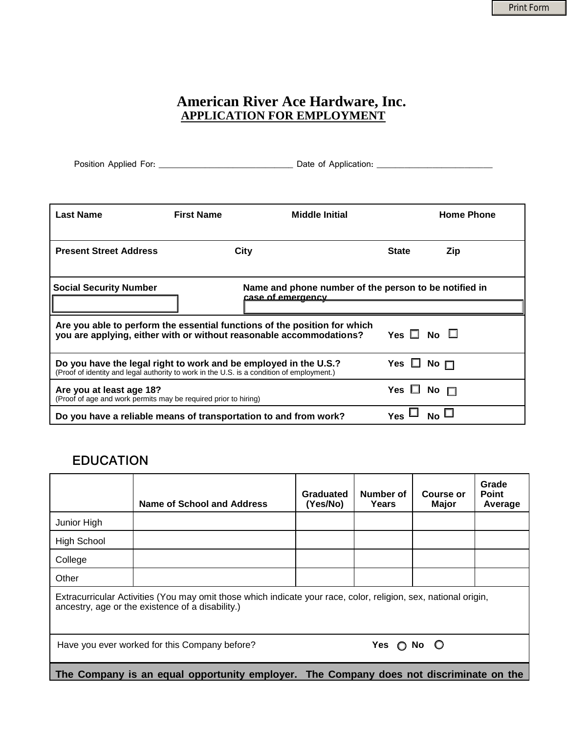Print Form

# American River Ace Hardware, Inc.

## APPLICATION FOR EMPLOYMENT

Position Applied For: ______________________________ Date of Application: __________________________

| **Last Name** | **First Name** | **Middle Initial** | **Home Phone** |
|---|---|---|---|
| | | | |

| **Present Street Address** | **City** | **State** | **Zip** |
|---|---|---|---|
| | | | |

| **Social Security Number** | **Name and phone number of the person to be notified in case of emergency** |
|---|---|
| | |

| | |
|---|---|
| **Are you able to perform the essential functions of the position for which you are applying, either with or without reasonable accommodations?** | **Yes** ☐ **No** ☐ |
| **Do you have the legal right to work and be employed in the U.S.?** (Proof of identity and legal authority to work in the U.S. is a condition of employment.) | **Yes** ☐ **No** ☐ |
| **Are you at least age 18?** (Proof of age and work permits may be required prior to hiring) | **Yes** ☐ **No** ☐ |
| **Do you have a reliable means of transportation to and from work?** | **Yes** ☐ **No** ☐ |

## EDUCATION

| | **Name of School and Address** | **Graduated (Yes/No)** | **Number of Years** | **Course or Major** | **Grade Point Average** |
|---|---|---|---|---|---|
| Junior High | | | | | |
| High School | | | | | |
| College | | | | | |
| Other | | | | | |

Extracurricular Activities (You may omit those which indicate your race, color, religion, sex, national origin, ancestry, age or the existence of a disability.)

Have you ever worked for this Company before? **Yes** ○ **No** ○

**The Company is an equal opportunity employer. The Company does not discriminate on the**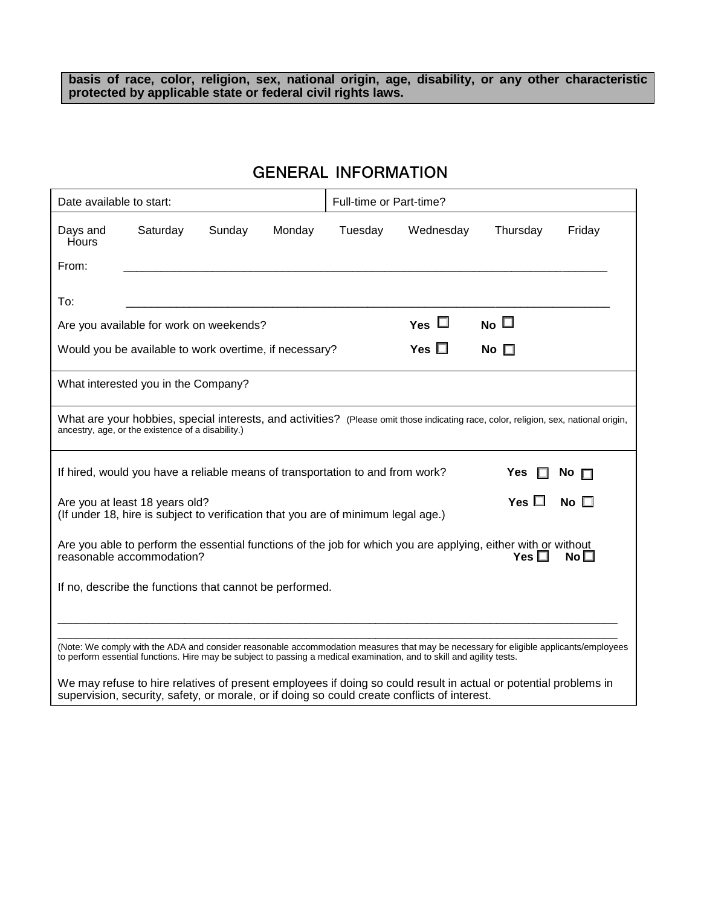**basis of race, color, religion, sex, national origin, age, disability, or any other characteristic protected by applicable state or federal civil rights laws.**

## GENERAL INFORMATION

| Date available to start: | Full-time or Part-time? |
|---|---|

| Days and Hours | Saturday | Sunday | Monday | Tuesday | Wednesday | Thursday | Friday |
|---|---|---|---|---|---|---|---|
| From: | | | | | | | |
| To: | | | | | | | |

Are you available for work on weekends? **Yes** ☐ **No** ☐

Would you be available to work overtime, if necessary? **Yes** ☐ **No** ☐

What interested you in the Company?

What are your hobbies, special interests, and activities? (Please omit those indicating race, color, religion, sex, national origin, ancestry, age, or the existence of a disability.)

If hired, would you have a reliable means of transportation to and from work? **Yes** ☐ **No** ☐

Are you at least 18 years old? **Yes** ☐ **No** ☐
(If under 18, hire is subject to verification that you are of minimum legal age.)

Are you able to perform the essential functions of the job for which you are applying, either with or without reasonable accommodation? **Yes** ☐ **No** ☐

If no, describe the functions that cannot be performed.

______________________________________________________________________________

______________________________________________________________________________

(Note: We comply with the ADA and consider reasonable accommodation measures that may be necessary for eligible applicants/employees to perform essential functions. Hire may be subject to passing a medical examination, and to skill and agility tests.

We may refuse to hire relatives of present employees if doing so could result in actual or potential problems in supervision, security, safety, or morale, or if doing so could create conflicts of interest.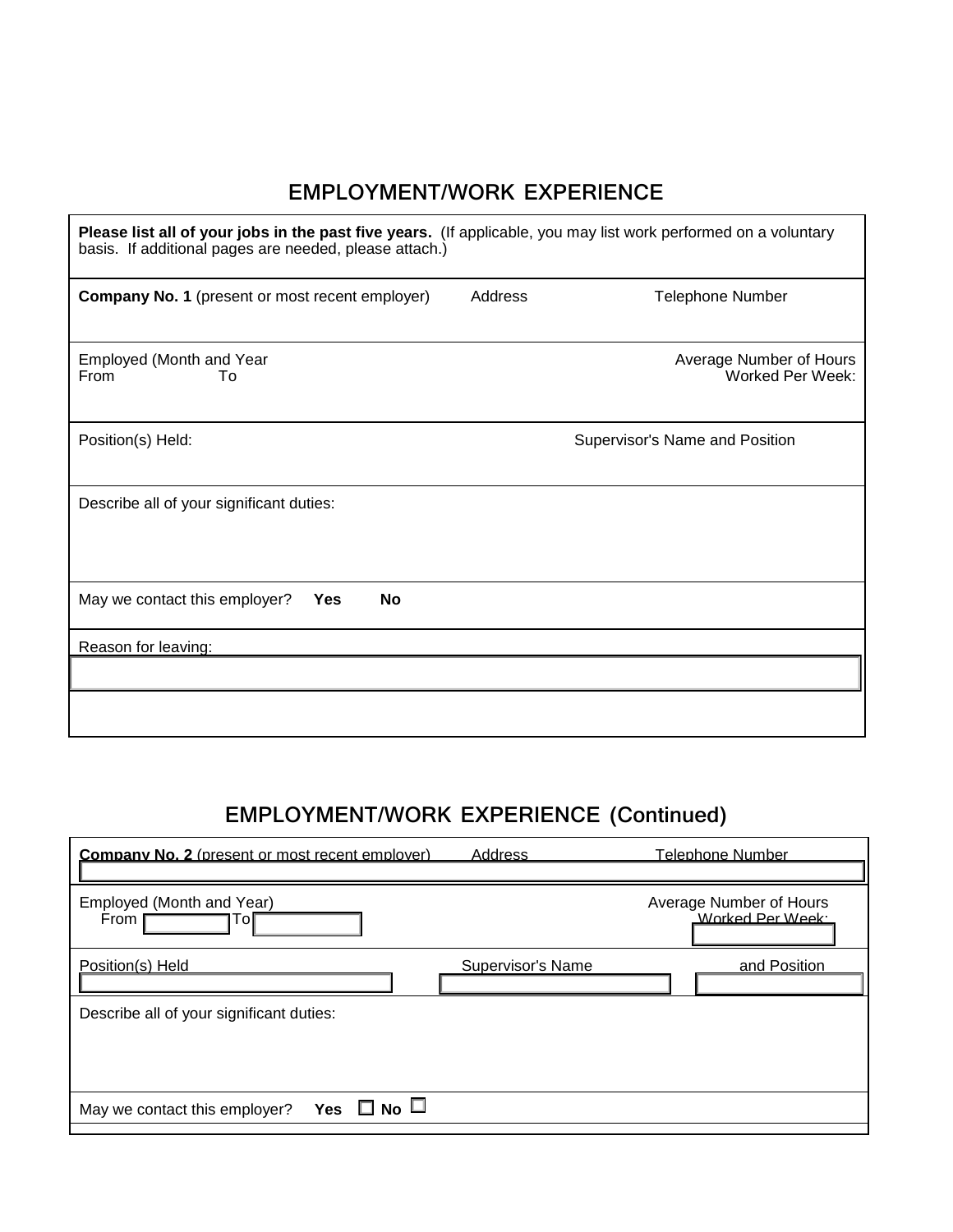## EMPLOYMENT/WORK EXPERIENCE

**Please list all of your jobs in the past five years.** (If applicable, you may list work performed on a voluntary basis. If additional pages are needed, please attach.)

**Company No. 1** (present or most recent employer) Address Telephone Number

Employed (Month and Year
From To

Average Number of Hours Worked Per Week:

Position(s) Held:

Supervisor's Name and Position

Describe all of your significant duties:

May we contact this employer? **Yes** **No**

Reason for leaving:

## EMPLOYMENT/WORK EXPERIENCE (Continued)

**Company No. 2** (present or most recent employer) Address Telephone Number

Employed (Month and Year)
From To

Average Number of Hours Worked Per Week:

Position(s) Held

Supervisor's Name and Position

Describe all of your significant duties:

May we contact this employer? **Yes** ☐ **No** ☐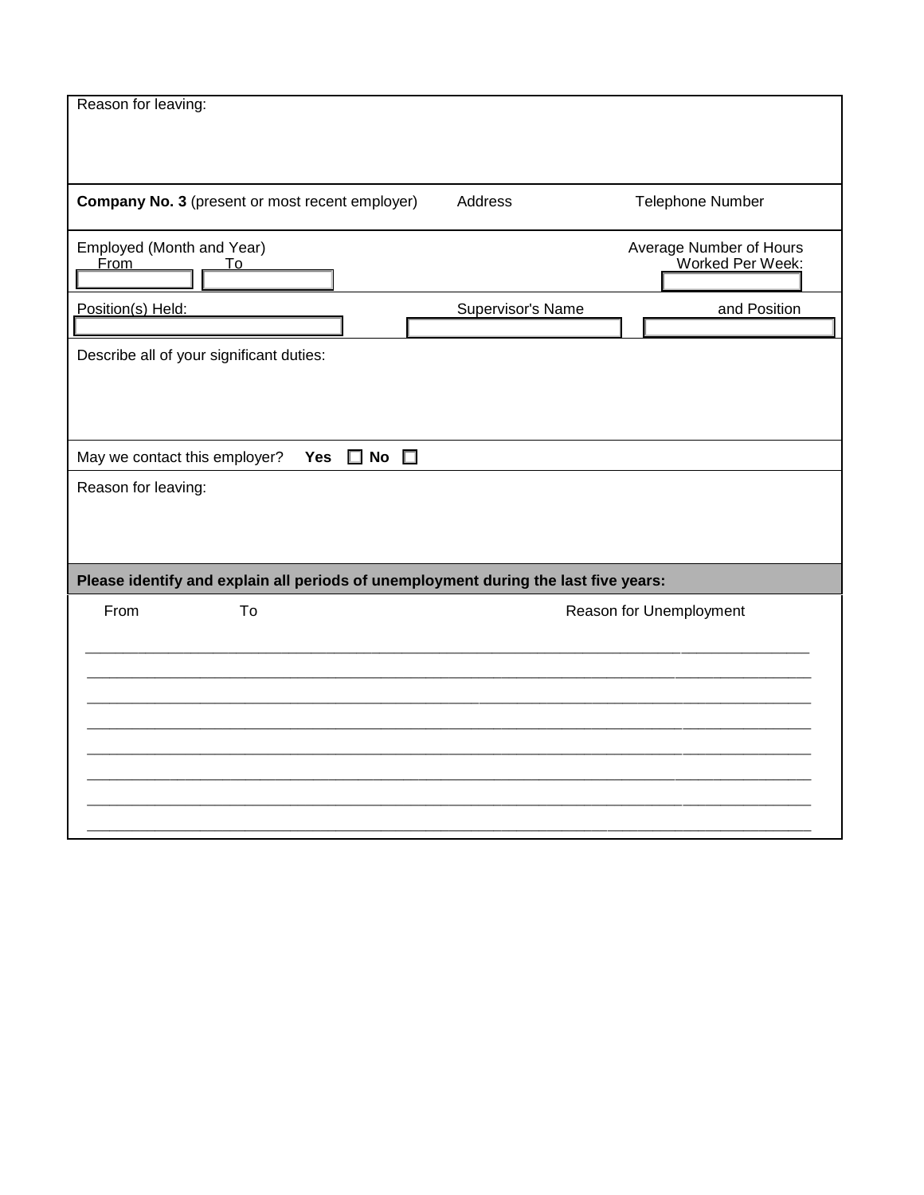Reason for leaving:

**Company No. 3** (present or most recent employer) Address Telephone Number

Employed (Month and Year)
From To

Average Number of Hours Worked Per Week:

Position(s) Held: Supervisor's Name and Position

Describe all of your significant duties:

May we contact this employer? **Yes** ☐ **No** ☐

Reason for leaving:

**Please identify and explain all periods of unemployment during the last five years:**

| From | To | Reason for Unemployment |
| --- | --- | --- |
| | | |
| | | |
| | | |
| | | |
| | | |
| | | |
| | | |
| | | |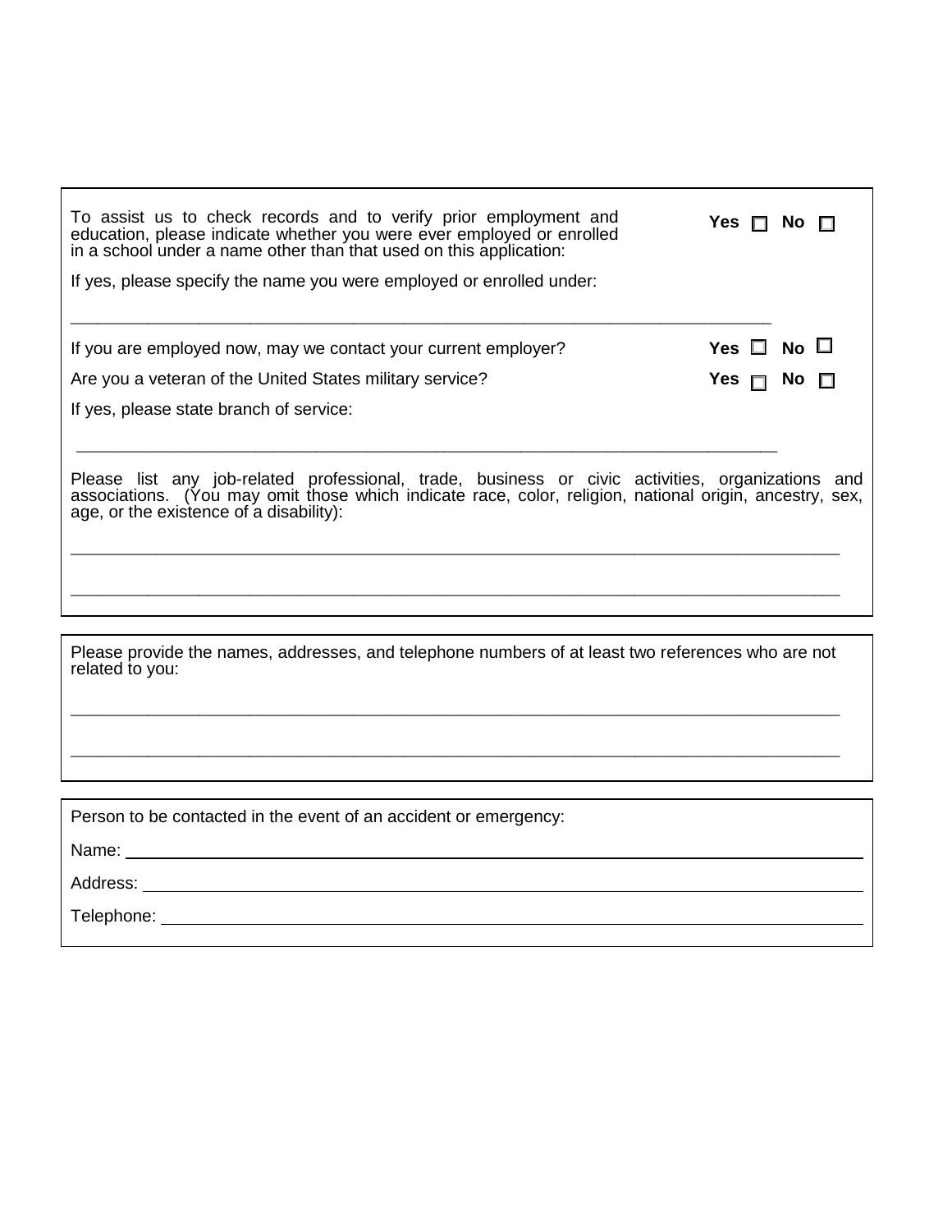To assist us to check records and to verify prior employment and education, please indicate whether you were ever employed or enrolled in a school under a name other than that used on this application: **Yes** ☐ **No** ☐

If yes, please specify the name you were employed or enrolled under:

\_\_\_\_\_\_\_\_\_\_\_\_\_\_\_\_\_\_\_\_\_\_\_\_\_\_\_\_\_\_\_\_\_\_\_\_\_\_\_\_\_\_\_\_\_\_\_\_\_\_\_\_\_\_\_\_\_\_\_\_\_\_\_\_\_\_\_\_\_\_\_\_

If you are employed now, may we contact your current employer? **Yes** ☐ **No** ☐

Are you a veteran of the United States military service? **Yes** ☐ **No** ☐

If yes, please state branch of service:

\_\_\_\_\_\_\_\_\_\_\_\_\_\_\_\_\_\_\_\_\_\_\_\_\_\_\_\_\_\_\_\_\_\_\_\_\_\_\_\_\_\_\_\_\_\_\_\_\_\_\_\_\_\_\_\_\_\_\_\_\_\_\_\_\_\_\_\_\_\_\_\_

Please list any job-related professional, trade, business or civic activities, organizations and associations. (You may omit those which indicate race, color, religion, national origin, ancestry, sex, age, or the existence of a disability):

\_\_\_\_\_\_\_\_\_\_\_\_\_\_\_\_\_\_\_\_\_\_\_\_\_\_\_\_\_\_\_\_\_\_\_\_\_\_\_\_\_\_\_\_\_\_\_\_\_\_\_\_\_\_\_\_\_\_\_\_\_\_\_\_\_\_\_\_\_\_\_\_\_\_\_\_\_\_

\_\_\_\_\_\_\_\_\_\_\_\_\_\_\_\_\_\_\_\_\_\_\_\_\_\_\_\_\_\_\_\_\_\_\_\_\_\_\_\_\_\_\_\_\_\_\_\_\_\_\_\_\_\_\_\_\_\_\_\_\_\_\_\_\_\_\_\_\_\_\_\_\_\_\_\_\_\_

Please provide the names, addresses, and telephone numbers of at least two references who are not related to you:

\_\_\_\_\_\_\_\_\_\_\_\_\_\_\_\_\_\_\_\_\_\_\_\_\_\_\_\_\_\_\_\_\_\_\_\_\_\_\_\_\_\_\_\_\_\_\_\_\_\_\_\_\_\_\_\_\_\_\_\_\_\_\_\_\_\_\_\_\_\_\_\_\_\_\_\_\_\_

\_\_\_\_\_\_\_\_\_\_\_\_\_\_\_\_\_\_\_\_\_\_\_\_\_\_\_\_\_\_\_\_\_\_\_\_\_\_\_\_\_\_\_\_\_\_\_\_\_\_\_\_\_\_\_\_\_\_\_\_\_\_\_\_\_\_\_\_\_\_\_\_\_\_\_\_\_\_

Person to be contacted in the event of an accident or emergency:

Name: \_\_\_\_\_\_\_\_\_\_\_\_\_\_\_\_\_\_\_\_\_\_\_\_\_\_\_\_\_\_\_\_\_\_\_\_\_\_\_\_\_\_\_\_\_\_\_\_\_\_\_\_\_\_\_\_\_\_\_\_\_\_\_\_\_\_\_\_\_\_\_\_

Address: \_\_\_\_\_\_\_\_\_\_\_\_\_\_\_\_\_\_\_\_\_\_\_\_\_\_\_\_\_\_\_\_\_\_\_\_\_\_\_\_\_\_\_\_\_\_\_\_\_\_\_\_\_\_\_\_\_\_\_\_\_\_\_\_\_\_\_\_\_

Telephone: \_\_\_\_\_\_\_\_\_\_\_\_\_\_\_\_\_\_\_\_\_\_\_\_\_\_\_\_\_\_\_\_\_\_\_\_\_\_\_\_\_\_\_\_\_\_\_\_\_\_\_\_\_\_\_\_\_\_\_\_\_\_\_\_\_\_\_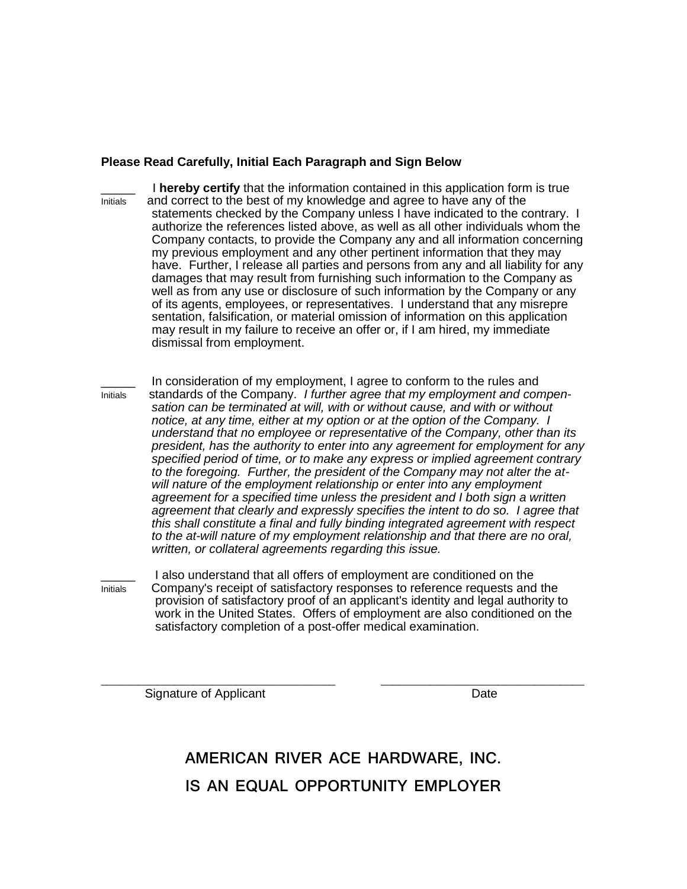**Please Read Carefully, Initial Each Paragraph and Sign Below**

_____ Initials — I **hereby certify** that the information contained in this application form is true and correct to the best of my knowledge and agree to have any of the statements checked by the Company unless I have indicated to the contrary. I authorize the references listed above, as well as all other individuals whom the Company contacts, to provide the Company any and all information concerning my previous employment and any other pertinent information that they may have. Further, I release all parties and persons from any and all liability for any damages that may result from furnishing such information to the Company as well as from any use or disclosure of such information by the Company or any of its agents, employees, or representatives. I understand that any misrepresentation, falsification, or material omission of information on this application may result in my failure to receive an offer or, if I am hired, my immediate dismissal from employment.

_____ Initials — In consideration of my employment, I agree to conform to the rules and standards of the Company. *I further agree that my employment and compensation can be terminated at will, with or without cause, and with or without notice, at any time, either at my option or at the option of the Company. I understand that no employee or representative of the Company, other than its president, has the authority to enter into any agreement for employment for any specified period of time, or to make any express or implied agreement contrary to the foregoing. Further, the president of the Company may not alter the at-will nature of the employment relationship or enter into any employment agreement for a specified time unless the president and I both sign a written agreement that clearly and expressly specifies the intent to do so. I agree that this shall constitute a final and fully binding integrated agreement with respect to the at-will nature of my employment relationship and that there are no oral, written, or collateral agreements regarding this issue.*

_____ Initials — I also understand that all offers of employment are conditioned on the Company's receipt of satisfactory responses to reference requests and the provision of satisfactory proof of an applicant's identity and legal authority to work in the United States. Offers of employment are also conditioned on the satisfactory completion of a post-offer medical examination.

_________________________________ Signature of Applicant

_________________________________ Date

AMERICAN RIVER ACE HARDWARE, INC.

IS AN EQUAL OPPORTUNITY EMPLOYER